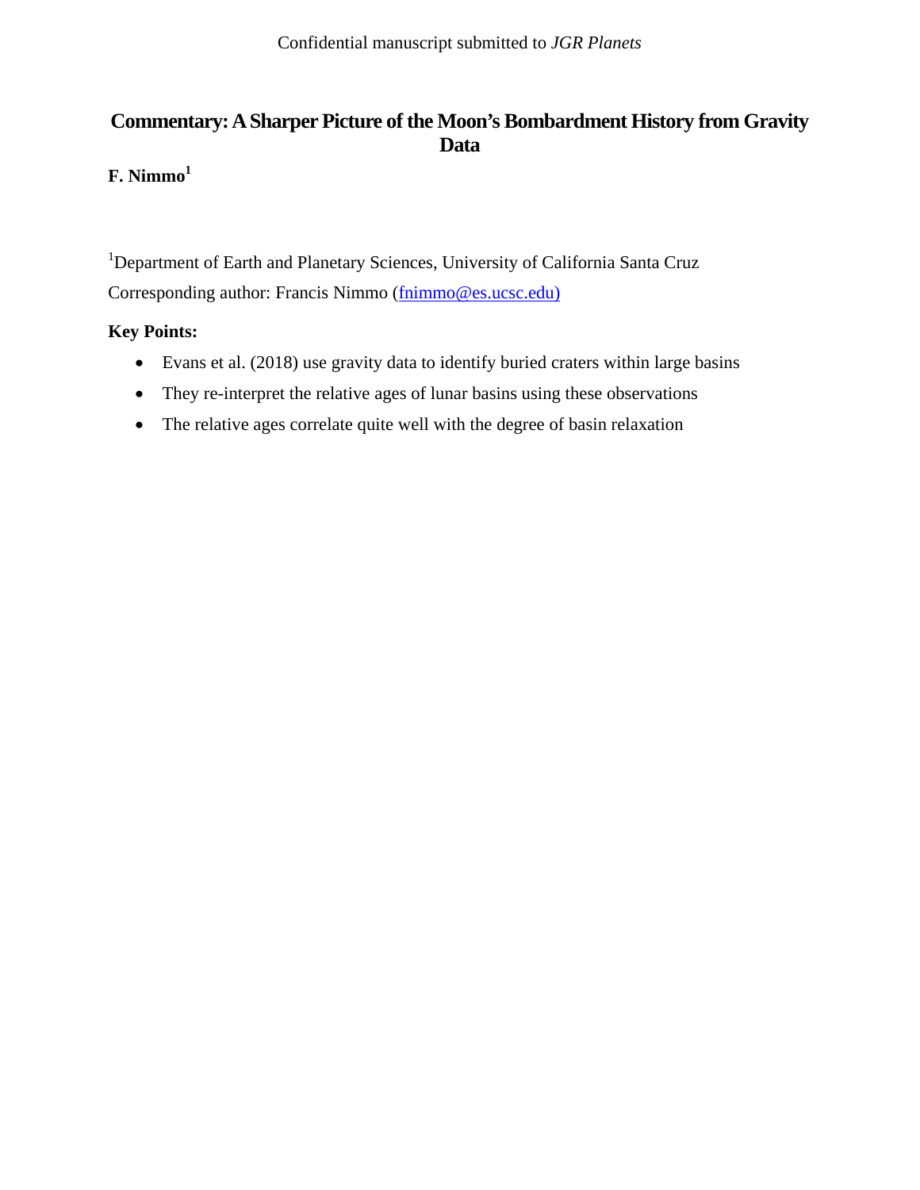Confidential manuscript submitted to *JGR Planets*

# Commentary: A Sharper Picture of the Moon's Bombardment History from Gravity Data

**F. Nimmo[1]**

[1]Department of Earth and Planetary Sciences, University of California Santa Cruz

Corresponding author: Francis Nimmo (fnimmo@es.ucsc.edu)

**Key Points:**

- Evans et al. (2018) use gravity data to identify buried craters within large basins
- They re-interpret the relative ages of lunar basins using these observations
- The relative ages correlate quite well with the degree of basin relaxation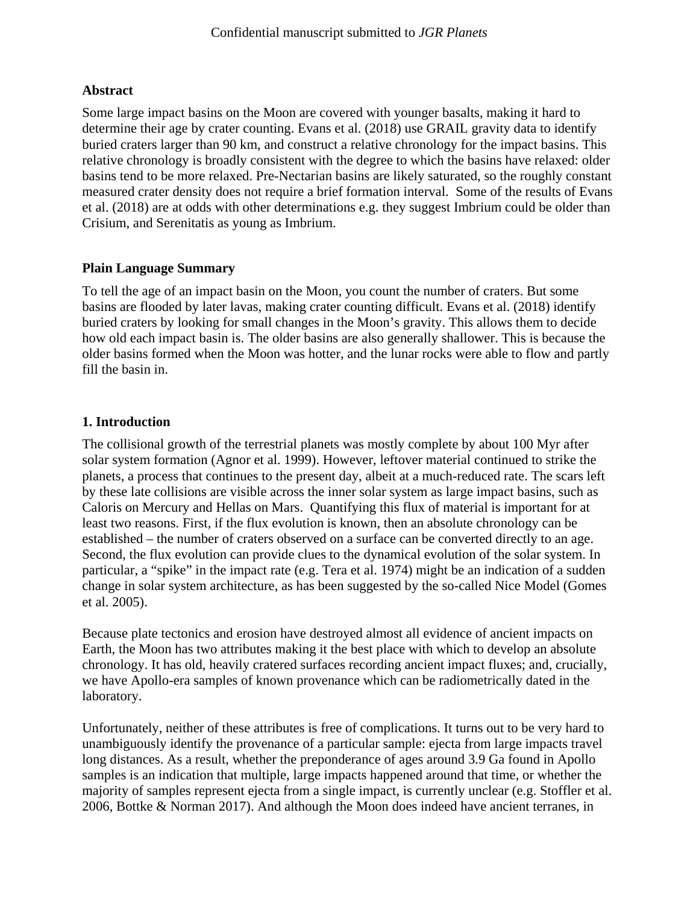## Abstract

Some large impact basins on the Moon are covered with younger basalts, making it hard to determine their age by crater counting. Evans et al. (2018) use GRAIL gravity data to identify buried craters larger than 90 km, and construct a relative chronology for the impact basins. This relative chronology is broadly consistent with the degree to which the basins have relaxed: older basins tend to be more relaxed. Pre-Nectarian basins are likely saturated, so the roughly constant measured crater density does not require a brief formation interval. Some of the results of Evans et al. (2018) are at odds with other determinations e.g. they suggest Imbrium could be older than Crisium, and Serenitatis as young as Imbrium.

## Plain Language Summary

To tell the age of an impact basin on the Moon, you count the number of craters. But some basins are flooded by later lavas, making crater counting difficult. Evans et al. (2018) identify buried craters by looking for small changes in the Moon's gravity. This allows them to decide how old each impact basin is. The older basins are also generally shallower. This is because the older basins formed when the Moon was hotter, and the lunar rocks were able to flow and partly fill the basin in.

## 1. Introduction

The collisional growth of the terrestrial planets was mostly complete by about 100 Myr after solar system formation (Agnor et al. 1999). However, leftover material continued to strike the planets, a process that continues to the present day, albeit at a much-reduced rate. The scars left by these late collisions are visible across the inner solar system as large impact basins, such as Caloris on Mercury and Hellas on Mars. Quantifying this flux of material is important for at least two reasons. First, if the flux evolution is known, then an absolute chronology can be established – the number of craters observed on a surface can be converted directly to an age. Second, the flux evolution can provide clues to the dynamical evolution of the solar system. In particular, a "spike" in the impact rate (e.g. Tera et al. 1974) might be an indication of a sudden change in solar system architecture, as has been suggested by the so-called Nice Model (Gomes et al. 2005).

Because plate tectonics and erosion have destroyed almost all evidence of ancient impacts on Earth, the Moon has two attributes making it the best place with which to develop an absolute chronology. It has old, heavily cratered surfaces recording ancient impact fluxes; and, crucially, we have Apollo-era samples of known provenance which can be radiometrically dated in the laboratory.

Unfortunately, neither of these attributes is free of complications. It turns out to be very hard to unambiguously identify the provenance of a particular sample: ejecta from large impacts travel long distances. As a result, whether the preponderance of ages around 3.9 Ga found in Apollo samples is an indication that multiple, large impacts happened around that time, or whether the majority of samples represent ejecta from a single impact, is currently unclear (e.g. Stoffler et al. 2006, Bottke & Norman 2017). And although the Moon does indeed have ancient terranes, in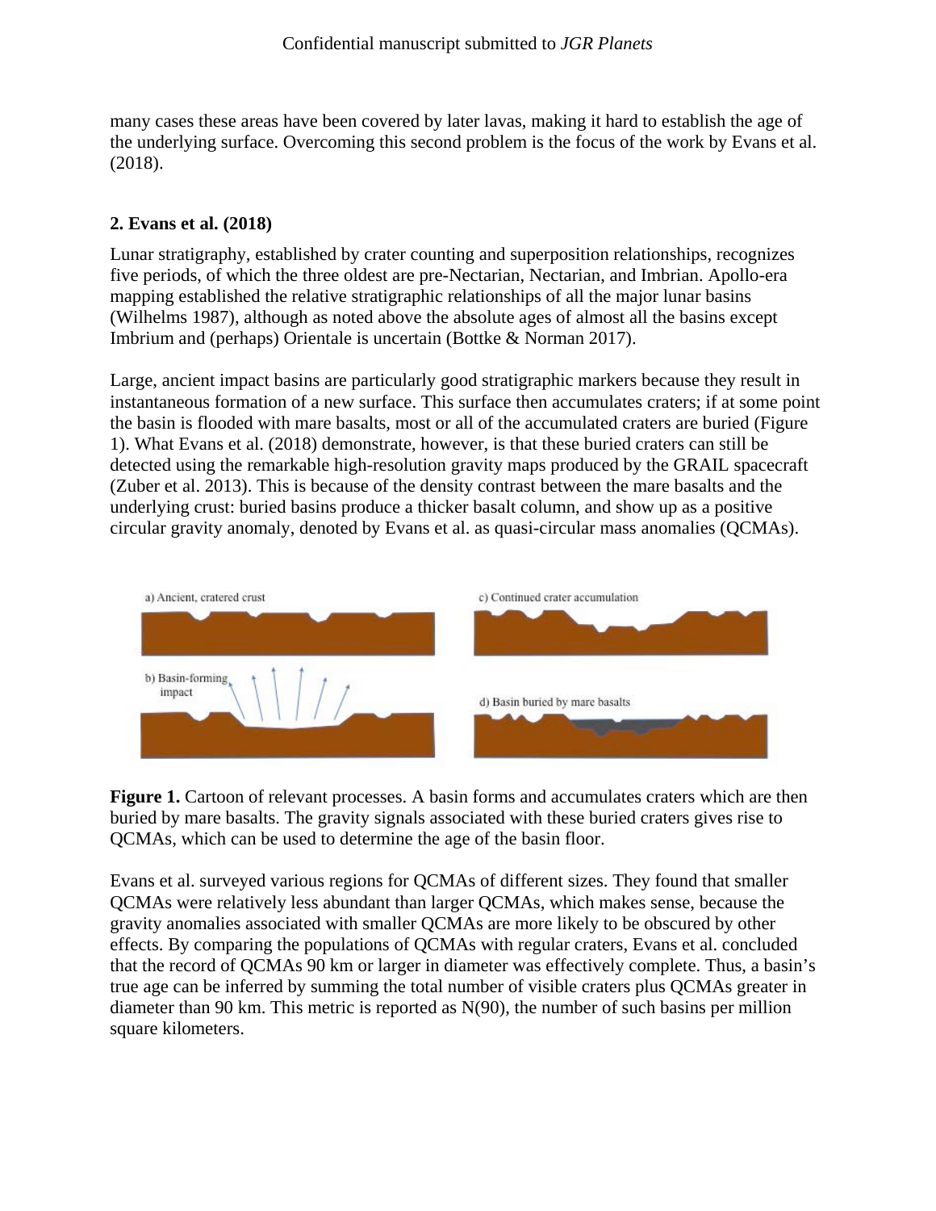many cases these areas have been covered by later lavas, making it hard to establish the age of the underlying surface. Overcoming this second problem is the focus of the work by Evans et al. (2018).

## 2. Evans et al. (2018)

Lunar stratigraphy, established by crater counting and superposition relationships, recognizes five periods, of which the three oldest are pre-Nectarian, Nectarian, and Imbrian. Apollo-era mapping established the relative stratigraphic relationships of all the major lunar basins (Wilhelms 1987), although as noted above the absolute ages of almost all the basins except Imbrium and (perhaps) Orientale is uncertain (Bottke & Norman 2017).

Large, ancient impact basins are particularly good stratigraphic markers because they result in instantaneous formation of a new surface. This surface then accumulates craters; if at some point the basin is flooded with mare basalts, most or all of the accumulated craters are buried (Figure 1). What Evans et al. (2018) demonstrate, however, is that these buried craters can still be detected using the remarkable high-resolution gravity maps produced by the GRAIL spacecraft (Zuber et al. 2013). This is because of the density contrast between the mare basalts and the underlying crust: buried basins produce a thicker basalt column, and show up as a positive circular gravity anomaly, denoted by Evans et al. as quasi-circular mass anomalies (QCMAs).

a) Ancient, cratered crust

b) Basin-forming impact

c) Continued crater accumulation

d) Basin buried by mare basalts

**Figure 1.** Cartoon of relevant processes. A basin forms and accumulates craters which are then buried by mare basalts. The gravity signals associated with these buried craters gives rise to QCMAs, which can be used to determine the age of the basin floor.

Evans et al. surveyed various regions for QCMAs of different sizes. They found that smaller QCMAs were relatively less abundant than larger QCMAs, which makes sense, because the gravity anomalies associated with smaller QCMAs are more likely to be obscured by other effects. By comparing the populations of QCMAs with regular craters, Evans et al. concluded that the record of QCMAs 90 km or larger in diameter was effectively complete. Thus, a basin's true age can be inferred by summing the total number of visible craters plus QCMAs greater in diameter than 90 km. This metric is reported as N(90), the number of such basins per million square kilometers.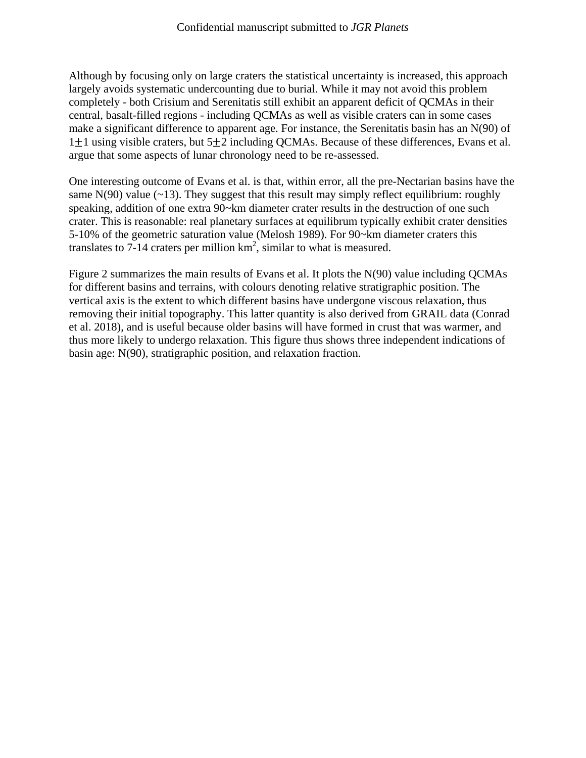Although by focusing only on large craters the statistical uncertainty is increased, this approach largely avoids systematic undercounting due to burial. While it may not avoid this problem completely - both Crisium and Serenitatis still exhibit an apparent deficit of QCMAs in their central, basalt-filled regions - including QCMAs as well as visible craters can in some cases make a significant difference to apparent age. For instance, the Serenitatis basin has an N(90) of $1\pm1$ using visible craters, but $5\pm2$ including QCMAs. Because of these differences, Evans et al. argue that some aspects of lunar chronology need to be re-assessed.

One interesting outcome of Evans et al. is that, within error, all the pre-Nectarian basins have the same N(90) value (~13). They suggest that this result may simply reflect equilibrium: roughly speaking, addition of one extra 90~km diameter crater results in the destruction of one such crater. This is reasonable: real planetary surfaces at equilibrum typically exhibit crater densities 5-10% of the geometric saturation value (Melosh 1989). For 90~km diameter craters this translates to 7-14 craters per million $km^2$, similar to what is measured.

Figure 2 summarizes the main results of Evans et al. It plots the N(90) value including QCMAs for different basins and terrains, with colours denoting relative stratigraphic position. The vertical axis is the extent to which different basins have undergone viscous relaxation, thus removing their initial topography. This latter quantity is also derived from GRAIL data (Conrad et al. 2018), and is useful because older basins will have formed in crust that was warmer, and thus more likely to undergo relaxation. This figure thus shows three independent indications of basin age: N(90), stratigraphic position, and relaxation fraction.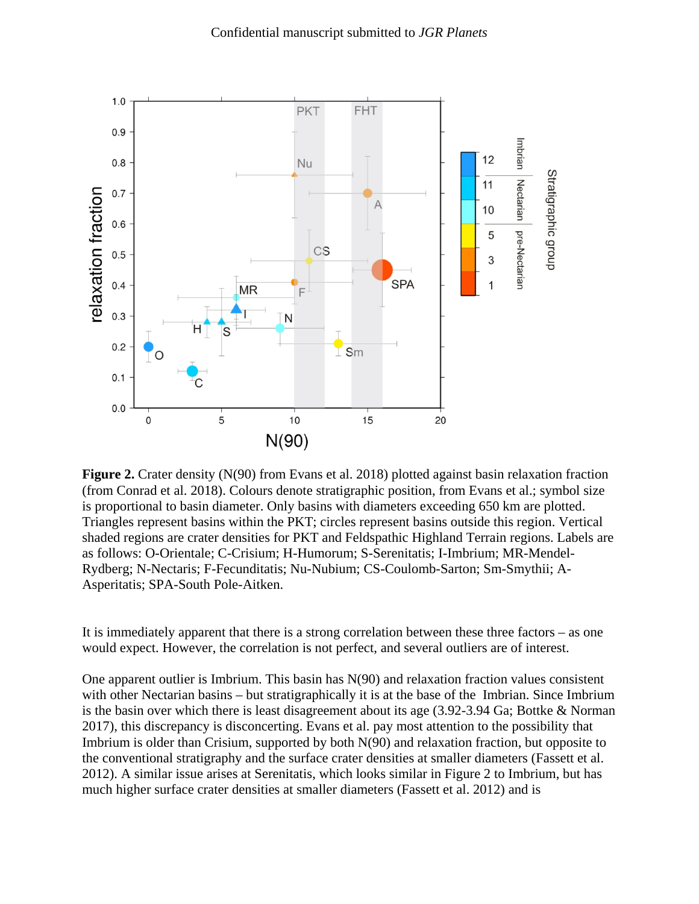**Figure 2.** Crater density (N(90) from Evans et al. 2018) plotted against basin relaxation fraction (from Conrad et al. 2018). Colours denote stratigraphic position, from Evans et al.; symbol size is proportional to basin diameter. Only basins with diameters exceeding 650 km are plotted. Triangles represent basins within the PKT; circles represent basins outside this region. Vertical shaded regions are crater densities for PKT and Feldspathic Highland Terrain regions. Labels are as follows: O-Orientale; C-Crisium; H-Humorum; S-Serenitatis; I-Imbrium; MR-Mendel-Rydberg; N-Nectaris; F-Fecunditatis; Nu-Nubium; CS-Coulomb-Sarton; Sm-Smythii; A-Asperitatis; SPA-South Pole-Aitken.

It is immediately apparent that there is a strong correlation between these three factors – as one would expect. However, the correlation is not perfect, and several outliers are of interest.

One apparent outlier is Imbrium. This basin has N(90) and relaxation fraction values consistent with other Nectarian basins – but stratigraphically it is at the base of the Imbrian. Since Imbrium is the basin over which there is least disagreement about its age (3.92-3.94 Ga; Bottke & Norman 2017), this discrepancy is disconcerting. Evans et al. pay most attention to the possibility that Imbrium is older than Crisium, supported by both N(90) and relaxation fraction, but opposite to the conventional stratigraphy and the surface crater densities at smaller diameters (Fassett et al. 2012). A similar issue arises at Serenitatis, which looks similar in Figure 2 to Imbrium, but has much higher surface crater densities at smaller diameters (Fassett et al. 2012) and is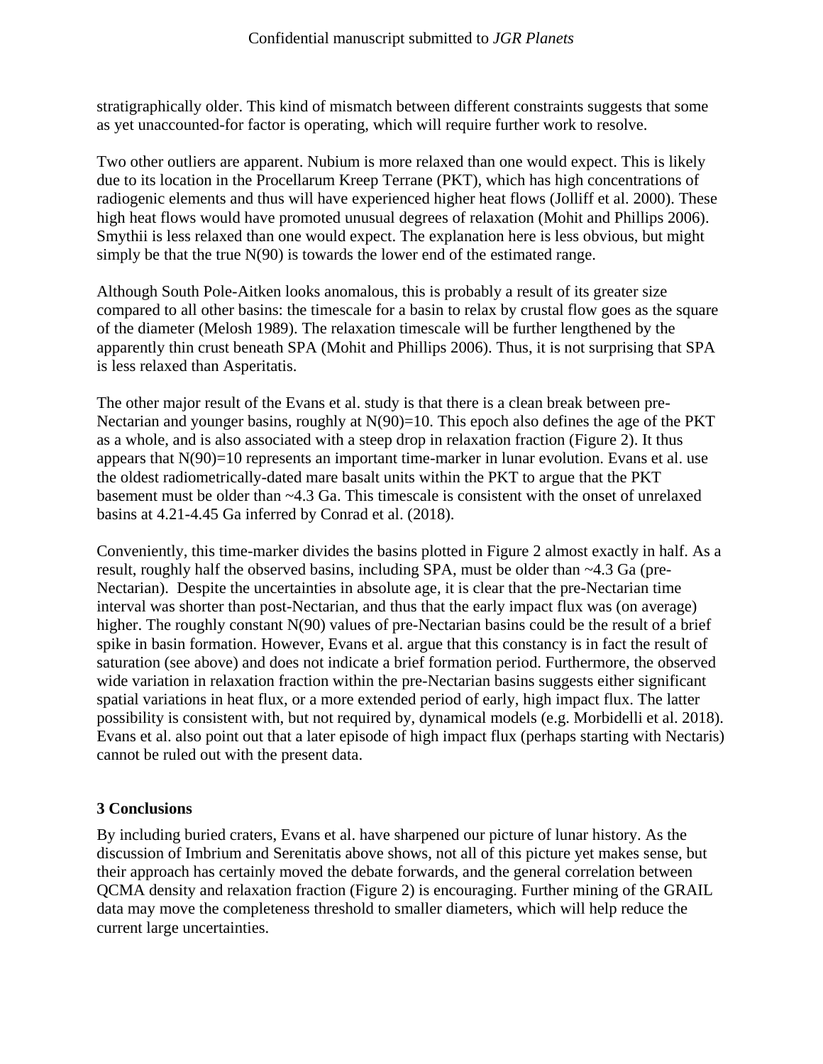stratigraphically older. This kind of mismatch between different constraints suggests that some as yet unaccounted-for factor is operating, which will require further work to resolve.

Two other outliers are apparent. Nubium is more relaxed than one would expect. This is likely due to its location in the Procellarum Kreep Terrane (PKT), which has high concentrations of radiogenic elements and thus will have experienced higher heat flows (Jolliff et al. 2000). These high heat flows would have promoted unusual degrees of relaxation (Mohit and Phillips 2006). Smythii is less relaxed than one would expect. The explanation here is less obvious, but might simply be that the true N(90) is towards the lower end of the estimated range.

Although South Pole-Aitken looks anomalous, this is probably a result of its greater size compared to all other basins: the timescale for a basin to relax by crustal flow goes as the square of the diameter (Melosh 1989). The relaxation timescale will be further lengthened by the apparently thin crust beneath SPA (Mohit and Phillips 2006). Thus, it is not surprising that SPA is less relaxed than Asperitatis.

The other major result of the Evans et al. study is that there is a clean break between pre-Nectarian and younger basins, roughly at N(90)=10. This epoch also defines the age of the PKT as a whole, and is also associated with a steep drop in relaxation fraction (Figure 2). It thus appears that N(90)=10 represents an important time-marker in lunar evolution. Evans et al. use the oldest radiometrically-dated mare basalt units within the PKT to argue that the PKT basement must be older than ~4.3 Ga. This timescale is consistent with the onset of unrelaxed basins at 4.21-4.45 Ga inferred by Conrad et al. (2018).

Conveniently, this time-marker divides the basins plotted in Figure 2 almost exactly in half. As a result, roughly half the observed basins, including SPA, must be older than ~4.3 Ga (pre-Nectarian). Despite the uncertainties in absolute age, it is clear that the pre-Nectarian time interval was shorter than post-Nectarian, and thus that the early impact flux was (on average) higher. The roughly constant N(90) values of pre-Nectarian basins could be the result of a brief spike in basin formation. However, Evans et al. argue that this constancy is in fact the result of saturation (see above) and does not indicate a brief formation period. Furthermore, the observed wide variation in relaxation fraction within the pre-Nectarian basins suggests either significant spatial variations in heat flux, or a more extended period of early, high impact flux. The latter possibility is consistent with, but not required by, dynamical models (e.g. Morbidelli et al. 2018). Evans et al. also point out that a later episode of high impact flux (perhaps starting with Nectaris) cannot be ruled out with the present data.

## 3 Conclusions

By including buried craters, Evans et al. have sharpened our picture of lunar history. As the discussion of Imbrium and Serenitatis above shows, not all of this picture yet makes sense, but their approach has certainly moved the debate forwards, and the general correlation between QCMA density and relaxation fraction (Figure 2) is encouraging. Further mining of the GRAIL data may move the completeness threshold to smaller diameters, which will help reduce the current large uncertainties.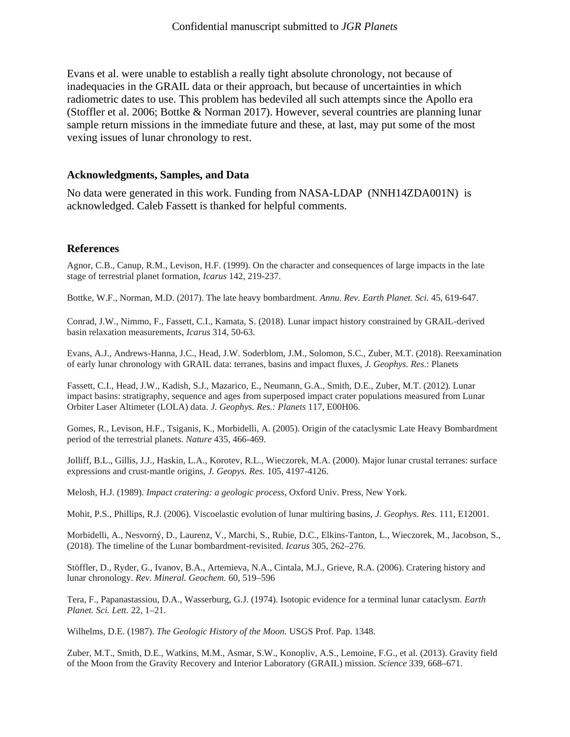Evans et al. were unable to establish a really tight absolute chronology, not because of inadequacies in the GRAIL data or their approach, but because of uncertainties in which radiometric dates to use. This problem has bedeviled all such attempts since the Apollo era (Stoffler et al. 2006; Bottke & Norman 2017). However, several countries are planning lunar sample return missions in the immediate future and these, at last, may put some of the most vexing issues of lunar chronology to rest.

## Acknowledgments, Samples, and Data

No data were generated in this work. Funding from NASA-LDAP (NNH14ZDA001N) is acknowledged. Caleb Fassett is thanked for helpful comments.

## References

Agnor, C.B., Canup, R.M., Levison, H.F. (1999). On the character and consequences of large impacts in the late stage of terrestrial planet formation, *Icarus* 142, 219-237.

Bottke, W.F., Norman, M.D. (2017). The late heavy bombardment. *Annu. Rev. Earth Planet. Sci.* 45, 619-647.

Conrad, J.W., Nimmo, F., Fassett, C.I., Kamata, S. (2018). Lunar impact history constrained by GRAIL-derived basin relaxation measurements, *Icarus* 314, 50-63.

Evans, A.J., Andrews-Hanna, J.C., Head, J.W. Soderblom, J.M., Solomon, S.C., Zuber, M.T. (2018). Reexamination of early lunar chronology with GRAIL data: terranes, basins and impact fluxes, *J. Geophys. Res*.: Planets

Fassett, C.I., Head, J.W., Kadish, S.J., Mazarico, E., Neumann, G.A., Smith, D.E., Zuber, M.T. (2012). Lunar impact basins: stratigraphy, sequence and ages from superposed impact crater populations measured from Lunar Orbiter Laser Altimeter (LOLA) data. *J. Geophys. Res.: Planets* 117, E00H06.

Gomes, R., Levison, H.F., Tsiganis, K., Morbidelli, A. (2005). Origin of the cataclysmic Late Heavy Bombardment period of the terrestrial planets. *Nature* 435, 466-469.

Jolliff, B.L., Gillis, J.J., Haskin, L.A., Korotev, R.L., Wieczorek, M.A. (2000). Major lunar crustal terranes: surface expressions and crust-mantle origins, *J. Geopys. Res.* 105, 4197-4126.

Melosh, H.J. (1989). *Impact cratering: a geologic process*, Oxford Univ. Press, New York.

Mohit, P.S., Phillips, R.J. (2006). Viscoelastic evolution of lunar multiring basins, *J. Geophys. Res.* 111, E12001.

Morbidelli, A., Nesvorný, D., Laurenz, V., Marchi, S., Rubie, D.C., Elkins-Tanton, L., Wieczorek, M., Jacobson, S., (2018). The timeline of the Lunar bombardment-revisited. *Icarus* 305, 262–276.

Stöffler, D., Ryder, G., Ivanov, B.A., Artemieva, N.A., Cintala, M.J., Grieve, R.A. (2006). Cratering history and lunar chronology. *Rev. Mineral. Geochem.* 60, 519–596

Tera, F., Papanastassiou, D.A., Wasserburg, G.J. (1974). Isotopic evidence for a terminal lunar cataclysm. *Earth Planet. Sci. Lett.* 22, 1–21.

Wilhelms, D.E. (1987). *The Geologic History of the Moon.* USGS Prof. Pap. 1348.

Zuber, M.T., Smith, D.E., Watkins, M.M., Asmar, S.W., Konopliv, A.S., Lemoine, F.G., et al. (2013). Gravity field of the Moon from the Gravity Recovery and Interior Laboratory (GRAIL) mission. *Science* 339, 668–671.